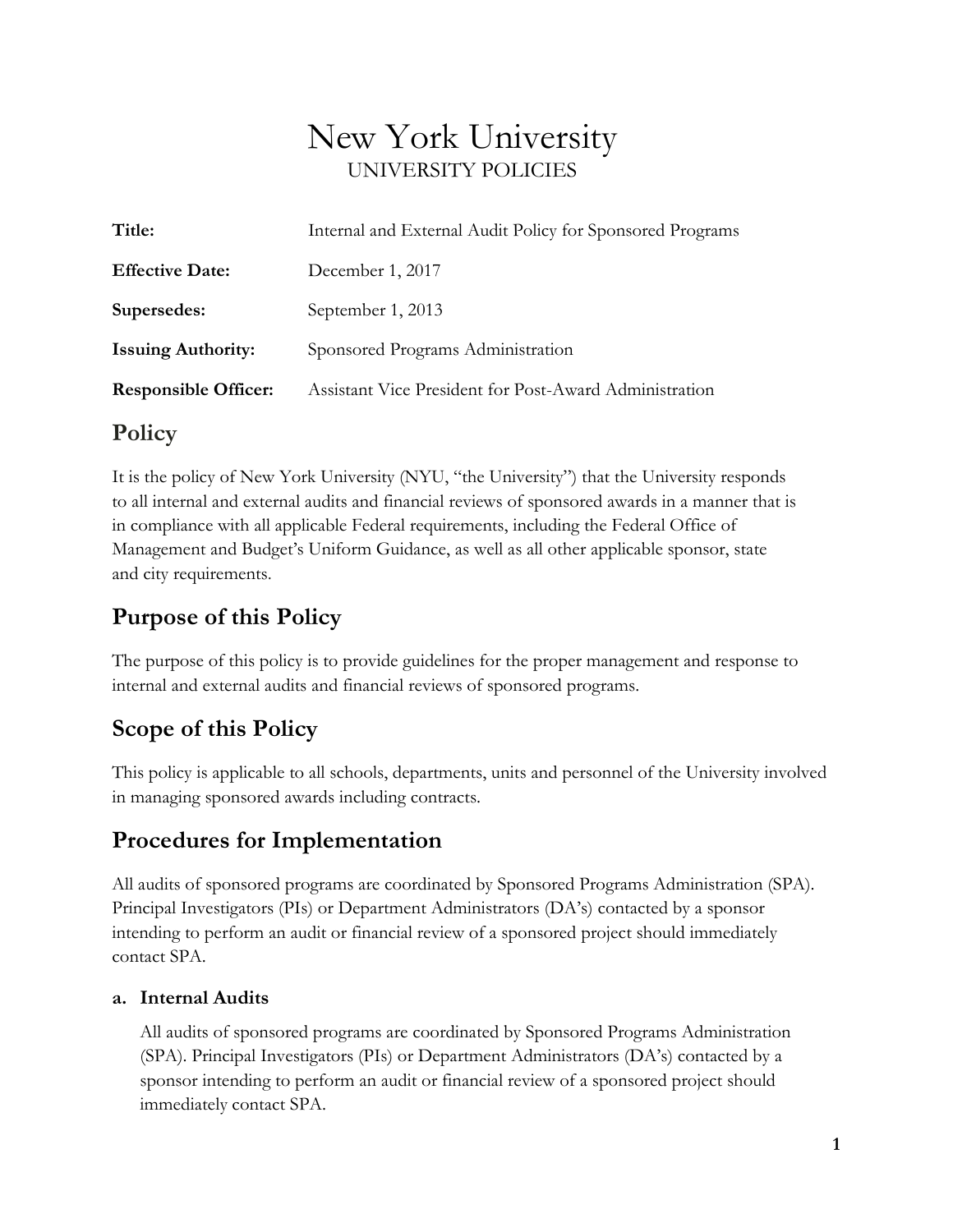# New York University

UNIVERSITY POLICIES

| | |
|---|---|
| **Title:** | Internal and External Audit Policy for Sponsored Programs |
| **Effective Date:** | December 1, 2017 |
| **Supersedes:** | September 1, 2013 |
| **Issuing Authority:** | Sponsored Programs Administration |
| **Responsible Officer:** | Assistant Vice President for Post-Award Administration |

## Policy

It is the policy of New York University (NYU, "the University") that the University responds to all internal and external audits and financial reviews of sponsored awards in a manner that is in compliance with all applicable Federal requirements, including the Federal Office of Management and Budget's Uniform Guidance, as well as all other applicable sponsor, state and city requirements.

## Purpose of this Policy

The purpose of this policy is to provide guidelines for the proper management and response to internal and external audits and financial reviews of sponsored programs.

## Scope of this Policy

This policy is applicable to all schools, departments, units and personnel of the University involved in managing sponsored awards including contracts.

## Procedures for Implementation

All audits of sponsored programs are coordinated by Sponsored Programs Administration (SPA). Principal Investigators (PIs) or Department Administrators (DA's) contacted by a sponsor intending to perform an audit or financial review of a sponsored project should immediately contact SPA.

### a. Internal Audits

All audits of sponsored programs are coordinated by Sponsored Programs Administration (SPA). Principal Investigators (PIs) or Department Administrators (DA's) contacted by a sponsor intending to perform an audit or financial review of a sponsored project should immediately contact SPA.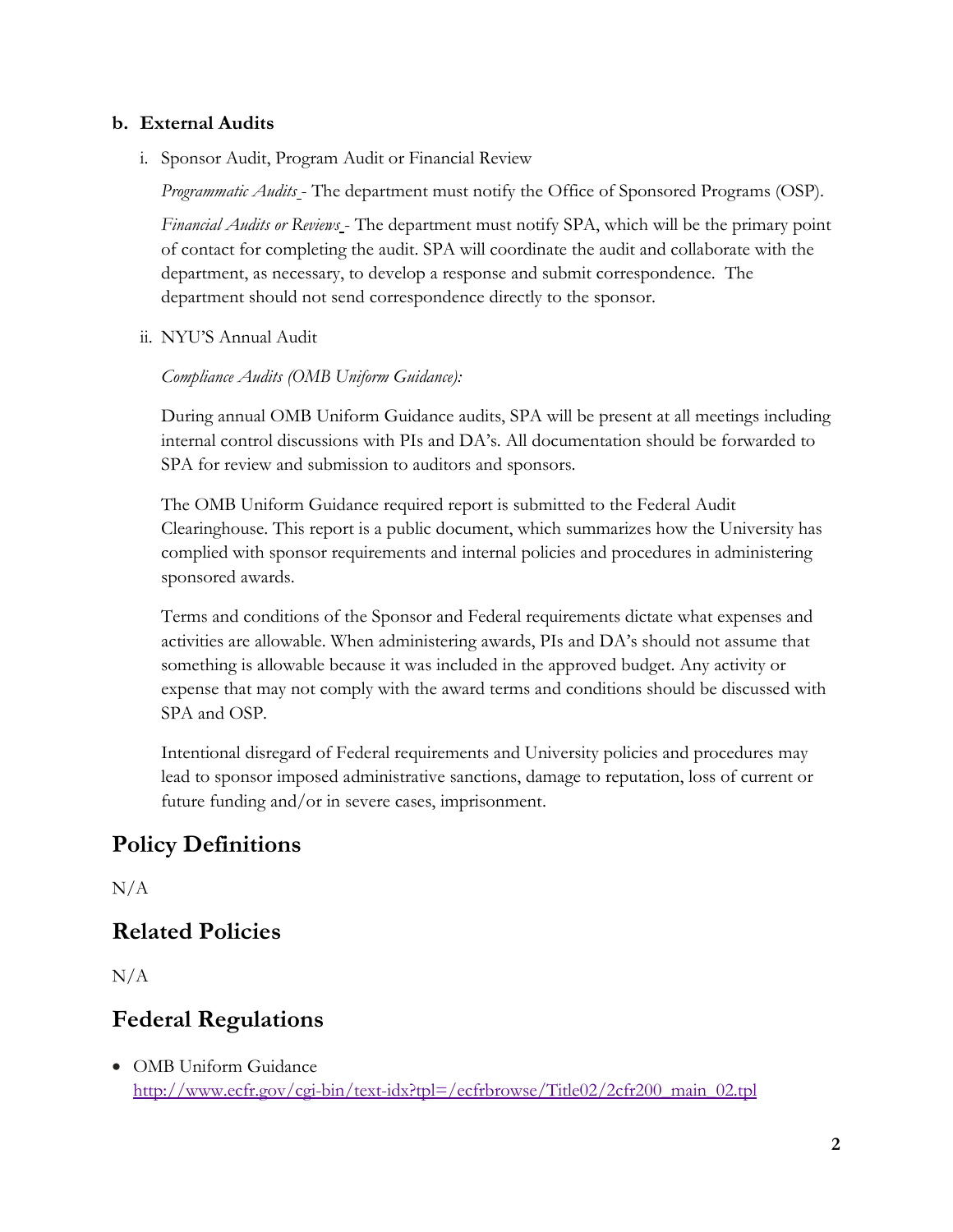**b. External Audits**

i. Sponsor Audit, Program Audit or Financial Review

*Programmatic Audits* - The department must notify the Office of Sponsored Programs (OSP).

*Financial Audits or Reviews* - The department must notify SPA, which will be the primary point of contact for completing the audit. SPA will coordinate the audit and collaborate with the department, as necessary, to develop a response and submit correspondence. The department should not send correspondence directly to the sponsor.

ii. NYU'S Annual Audit

*Compliance Audits (OMB Uniform Guidance):*

During annual OMB Uniform Guidance audits, SPA will be present at all meetings including internal control discussions with PIs and DA's. All documentation should be forwarded to SPA for review and submission to auditors and sponsors.

The OMB Uniform Guidance required report is submitted to the Federal Audit Clearinghouse. This report is a public document, which summarizes how the University has complied with sponsor requirements and internal policies and procedures in administering sponsored awards.

Terms and conditions of the Sponsor and Federal requirements dictate what expenses and activities are allowable. When administering awards, PIs and DA's should not assume that something is allowable because it was included in the approved budget. Any activity or expense that may not comply with the award terms and conditions should be discussed with SPA and OSP.

Intentional disregard of Federal requirements and University policies and procedures may lead to sponsor imposed administrative sanctions, damage to reputation, loss of current or future funding and/or in severe cases, imprisonment.

## Policy Definitions

N/A

## Related Policies

N/A

## Federal Regulations

- OMB Uniform Guidance
  http://www.ecfr.gov/cgi-bin/text-idx?tpl=/ecfrbrowse/Title02/2cfr200_main_02.tpl